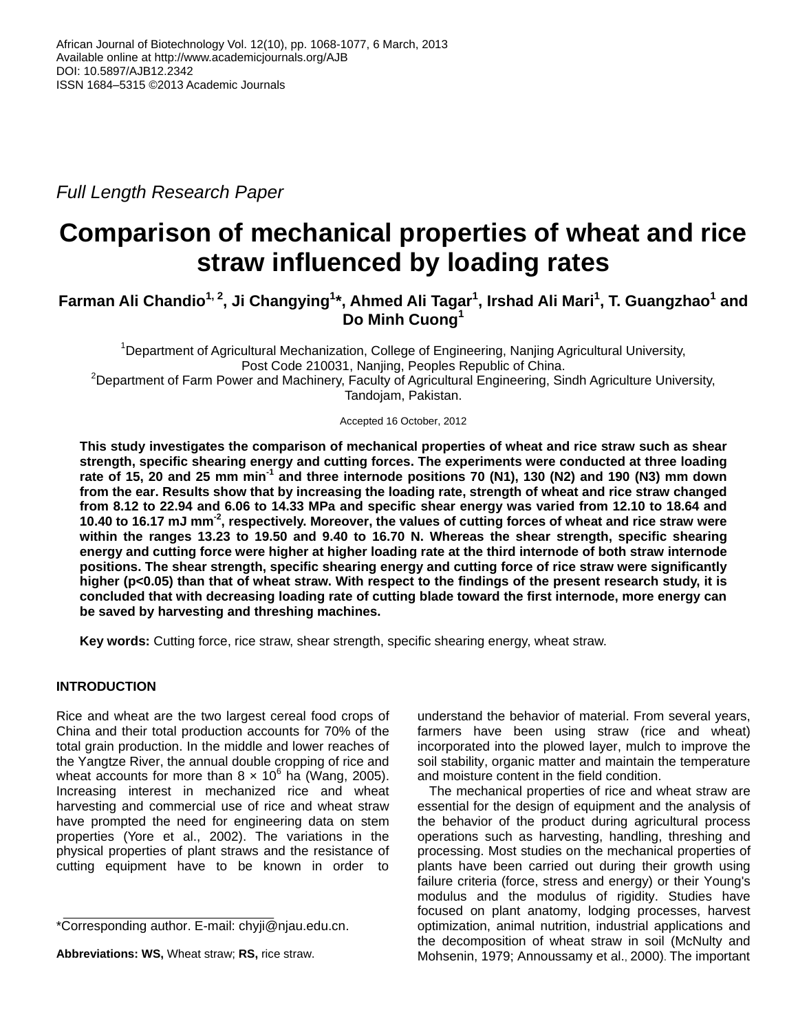*Full Length Research Paper*

# Comparison of mechanical properties of wheat and rice straw influenced by loading rates

**Farman Ali Chandio[1, 2], Ji Changying[1]\*, Ahmed Ali Tagar[1], Irshad Ali Mari[1], T. Guangzhao[1] and Do Minh Cuong[1]**

[1]Department of Agricultural Mechanization, College of Engineering, Nanjing Agricultural University, Post Code 210031, Nanjing, Peoples Republic of China.
[2]Department of Farm Power and Machinery, Faculty of Agricultural Engineering, Sindh Agriculture University, Tandojam, Pakistan.

Accepted 16 October, 2012

**This study investigates the comparison of mechanical properties of wheat and rice straw such as shear strength, specific shearing energy and cutting forces. The experiments were conducted at three loading rate of 15, 20 and 25 mm min$^{-1}$ and three internode positions 70 (N1), 130 (N2) and 190 (N3) mm down from the ear. Results show that by increasing the loading rate, strength of wheat and rice straw changed from 8.12 to 22.94 and 6.06 to 14.33 MPa and specific shear energy was varied from 12.10 to 18.64 and 10.40 to 16.17 mJ mm$^{-2}$, respectively. Moreover, the values of cutting forces of wheat and rice straw were within the ranges 13.23 to 19.50 and 9.40 to 16.70 N. Whereas the shear strength, specific shearing energy and cutting force were higher at higher loading rate at the third internode of both straw internode positions. The shear strength, specific shearing energy and cutting force of rice straw were significantly higher ($p<0.05$) than that of wheat straw. With respect to the findings of the present research study, it is concluded that with decreasing loading rate of cutting blade toward the first internode, more energy can be saved by harvesting and threshing machines.**

**Key words:** Cutting force, rice straw, shear strength, specific shearing energy, wheat straw.

## INTRODUCTION

Rice and wheat are the two largest cereal food crops of China and their total production accounts for 70% of the total grain production. In the middle and lower reaches of the Yangtze River, the annual double cropping of rice and wheat accounts for more than $8 \times 10^6$ ha (Wang, 2005). Increasing interest in mechanized rice and wheat harvesting and commercial use of rice and wheat straw have prompted the need for engineering data on stem properties (Yore et al., 2002). The variations in the physical properties of plant straws and the resistance of cutting equipment have to be known in order to understand the behavior of material. From several years, farmers have been using straw (rice and wheat) incorporated into the plowed layer, mulch to improve the soil stability, organic matter and maintain the temperature and moisture content in the field condition.

The mechanical properties of rice and wheat straw are essential for the design of equipment and the analysis of the behavior of the product during agricultural process operations such as harvesting, handling, threshing and processing. Most studies on the mechanical properties of plants have been carried out during their growth using failure criteria (force, stress and energy) or their Young's modulus and the modulus of rigidity. Studies have focused on plant anatomy, lodging processes, harvest optimization, animal nutrition, industrial applications and the decomposition of wheat straw in soil (McNulty and Mohsenin, 1979; Annoussamy et al., 2000). The important

\*Corresponding author. E-mail: chyji@njau.edu.cn.

**Abbreviations: WS,** Wheat straw; **RS,** rice straw.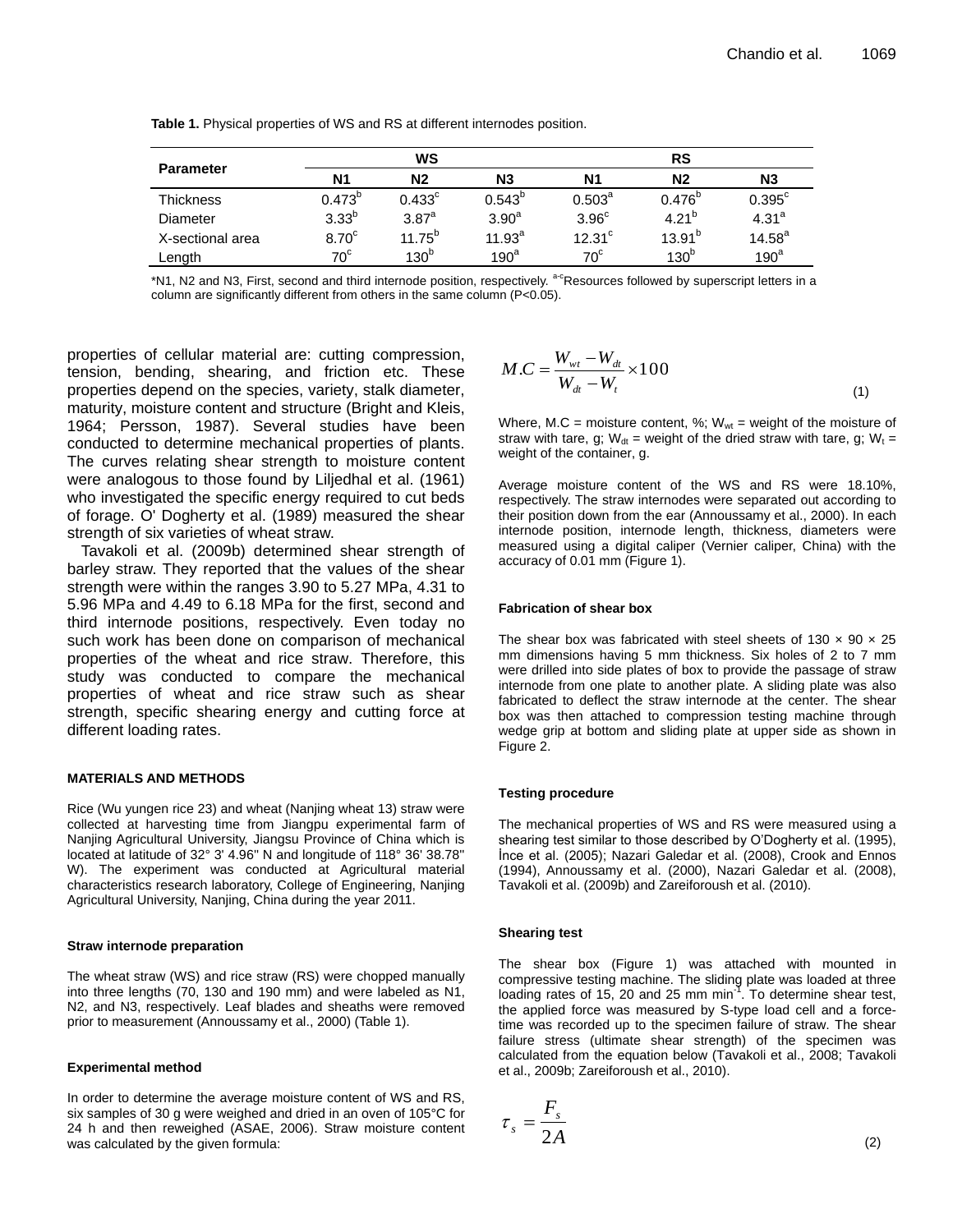**Table 1.** Physical properties of WS and RS at different internodes position.

| Parameter | WS | | | RS | | |
|---|---|---|---|---|---|---|
| | N1 | N2 | N3 | N1 | N2 | N3 |
| Thickness | 0.473[b] | 0.433[c] | 0.543[b] | 0.503[a] | 0.476[b] | 0.395[c] |
| Diameter | 3.33[b] | 3.87[a] | 3.90[a] | 3.96[c] | 4.21[b] | 4.31[a] |
| X-sectional area | 8.70[c] | 11.75[b] | 11.93[a] | 12.31[c] | 13.91[b] | 14.58[a] |
| Length | 70[c] | 130[b] | 190[a] | 70[c] | 130[b] | 190[a] |

*N1, N2 and N3, First, second and third internode position, respectively. [a-c]Resources followed by superscript letters in a column are significantly different from others in the same column (P<0.05).

properties of cellular material are: cutting compression, tension, bending, shearing, and friction etc. These properties depend on the species, variety, stalk diameter, maturity, moisture content and structure (Bright and Kleis, 1964; Persson, 1987). Several studies have been conducted to determine mechanical properties of plants. The curves relating shear strength to moisture content were analogous to those found by Liljedhal et al. (1961) who investigated the specific energy required to cut beds of forage. O' Dogherty et al. (1989) measured the shear strength of six varieties of wheat straw.

Tavakoli et al. (2009b) determined shear strength of barley straw. They reported that the values of the shear strength were within the ranges 3.90 to 5.27 MPa, 4.31 to 5.96 MPa and 4.49 to 6.18 MPa for the first, second and third internode positions, respectively. Even today no such work has been done on comparison of mechanical properties of the wheat and rice straw. Therefore, this study was conducted to compare the mechanical properties of wheat and rice straw such as shear strength, specific shearing energy and cutting force at different loading rates.

## MATERIALS AND METHODS

Rice (Wu yungen rice 23) and wheat (Nanjing wheat 13) straw were collected at harvesting time from Jiangpu experimental farm of Nanjing Agricultural University, Jiangsu Province of China which is located at latitude of 32° 3' 4.96'' N and longitude of 118° 36' 38.78'' W). The experiment was conducted at Agricultural material characteristics research laboratory, College of Engineering, Nanjing Agricultural University, Nanjing, China during the year 2011.

### Straw internode preparation

The wheat straw (WS) and rice straw (RS) were chopped manually into three lengths (70, 130 and 190 mm) and were labeled as N1, N2, and N3, respectively. Leaf blades and sheaths were removed prior to measurement (Annoussamy et al., 2000) (Table 1).

### Experimental method

In order to determine the average moisture content of WS and RS, six samples of 30 g were weighed and dried in an oven of 105°C for 24 h and then reweighed (ASAE, 2006). Straw moisture content was calculated by the given formula:

$$M.C = \frac{W_{wt} - W_{dt}}{W_{dt} - W_t} \times 100 \quad (1)$$

Where, M.C = moisture content, %; $W_{wt}$ = weight of the moisture of straw with tare, g; $W_{dt}$ = weight of the dried straw with tare, g; $W_t$ = weight of the container, g.

Average moisture content of the WS and RS were 18.10%, respectively. The straw internodes were separated out according to their position down from the ear (Annoussamy et al., 2000). In each internode position, internode length, thickness, diameters were measured using a digital caliper (Vernier caliper, China) with the accuracy of 0.01 mm (Figure 1).

### Fabrication of shear box

The shear box was fabricated with steel sheets of 130 × 90 × 25 mm dimensions having 5 mm thickness. Six holes of 2 to 7 mm were drilled into side plates of box to provide the passage of straw internode from one plate to another plate. A sliding plate was also fabricated to deflect the straw internode at the center. The shear box was then attached to compression testing machine through wedge grip at bottom and sliding plate at upper side as shown in Figure 2.

### Testing procedure

The mechanical properties of WS and RS were measured using a shearing test similar to those described by O'Dogherty et al. (1995), İnce et al. (2005); Nazari Galedar et al. (2008), Crook and Ennos (1994), Annoussamy et al. (2000), Nazari Galedar et al. (2008), Tavakoli et al. (2009b) and Zareiforoush et al. (2010).

### Shearing test

The shear box (Figure 1) was attached with mounted in compressive testing machine. The sliding plate was loaded at three loading rates of 15, 20 and 25 mm min$^{-1}$. To determine shear test, the applied force was measured by S-type load cell and a force-time was recorded up to the specimen failure of straw. The shear failure stress (ultimate shear strength) of the specimen was calculated from the equation below (Tavakoli et al., 2008; Tavakoli et al., 2009b; Zareiforoush et al., 2010).

$$\tau_s = \frac{F_s}{2A} \quad (2)$$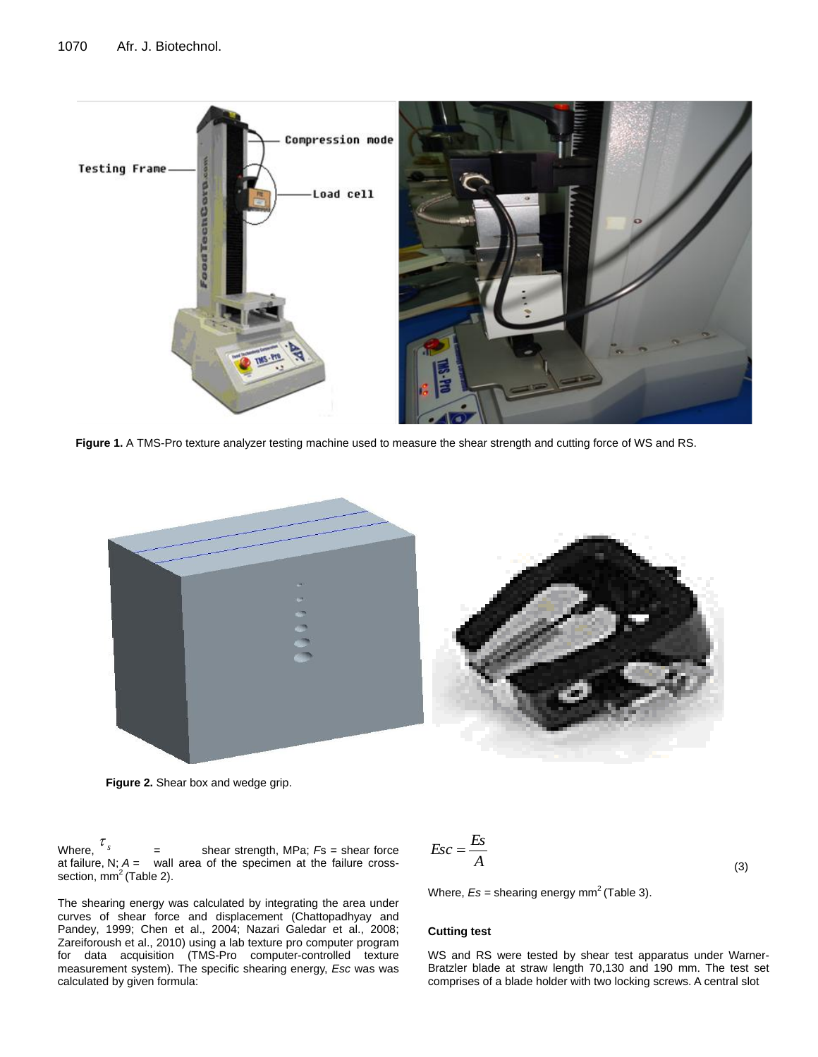**Figure 1.** A TMS-Pro texture analyzer testing machine used to measure the shear strength and cutting force of WS and RS.

**Figure 2.** Shear box and wedge grip.

Where, $\tau_s$ = shear strength, MPa; $Fs$ = shear force at failure, N; $A$ = wall area of the specimen at the failure cross-section, mm$^2$ (Table 2).

The shearing energy was calculated by integrating the area under curves of shear force and displacement (Chattopadhyay and Pandey, 1999; Chen et al., 2004; Nazari Galedar et al., 2008; Zareiforoush et al., 2010) using a lab texture pro computer program for data acquisition (TMS-Pro computer-controlled texture measurement system). The specific shearing energy, *Esc* was was calculated by given formula:

$$Esc = \frac{Es}{A} \tag{3}$$

Where, $Es$ = shearing energy mm$^2$ (Table 3).

**Cutting test**

WS and RS were tested by shear test apparatus under Warner-Bratzler blade at straw length 70,130 and 190 mm. The test set comprises of a blade holder with two locking screws. A central slot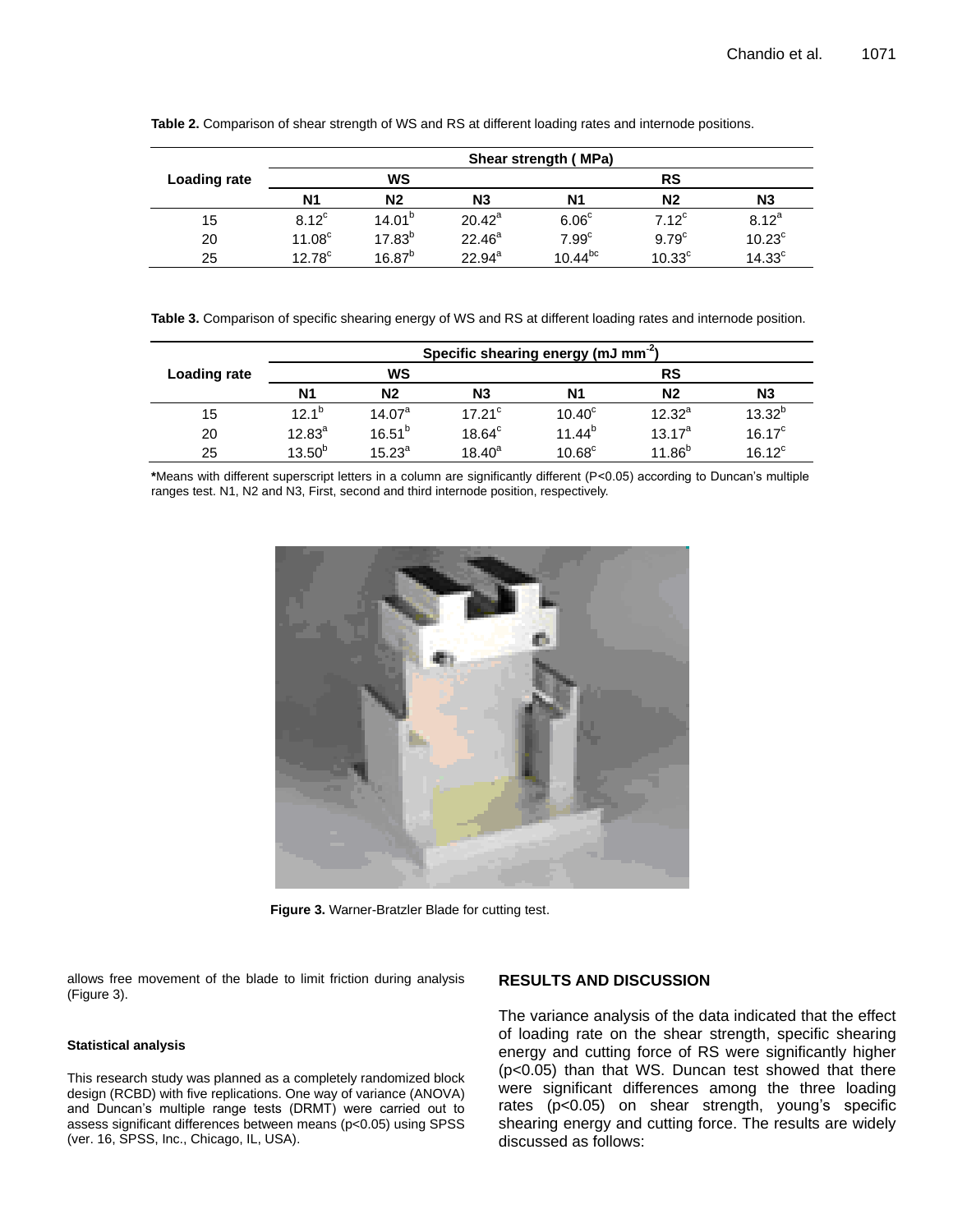**Table 2.** Comparison of shear strength of WS and RS at different loading rates and internode positions.

| Loading rate | Shear strength ( MPa) | | | | | |
|---|---|---|---|---|---|---|
| | WS | | | RS | | |
| | N1 | N2 | N3 | N1 | N2 | N3 |
| 15 | $8.12^{c}$ | $14.01^{b}$ | $20.42^{a}$ | $6.06^{c}$ | $7.12^{c}$ | $8.12^{a}$ |
| 20 | $11.08^{c}$ | $17.83^{b}$ | $22.46^{a}$ | $7.99^{c}$ | $9.79^{c}$ | $10.23^{c}$ |
| 25 | $12.78^{c}$ | $16.87^{b}$ | $22.94^{a}$ | $10.44^{bc}$ | $10.33^{c}$ | $14.33^{c}$ |

**Table 3.** Comparison of specific shearing energy of WS and RS at different loading rates and internode position.

| Loading rate | Specific shearing energy (mJ mm$^{-2}$) | | | | | |
|---|---|---|---|---|---|---|
| | WS | | | RS | | |
| | N1 | N2 | N3 | N1 | N2 | N3 |
| 15 | $12.1^{b}$ | $14.07^{a}$ | $17.21^{c}$ | $10.40^{c}$ | $12.32^{a}$ | $13.32^{b}$ |
| 20 | $12.83^{a}$ | $16.51^{b}$ | $18.64^{c}$ | $11.44^{b}$ | $13.17^{a}$ | $16.17^{c}$ |
| 25 | $13.50^{b}$ | $15.23^{a}$ | $18.40^{a}$ | $10.68^{c}$ | $11.86^{b}$ | $16.12^{c}$ |

**\***Means with different superscript letters in a column are significantly different (P<0.05) according to Duncan's multiple ranges test. N1, N2 and N3, First, second and third internode position, respectively.

**Figure 3.** Warner-Bratzler Blade for cutting test.

allows free movement of the blade to limit friction during analysis (Figure 3).

#### Statistical analysis

This research study was planned as a completely randomized block design (RCBD) with five replications. One way of variance (ANOVA) and Duncan's multiple range tests (DRMT) were carried out to assess significant differences between means (p<0.05) using SPSS (ver. 16, SPSS, Inc., Chicago, IL, USA).

## RESULTS AND DISCUSSION

The variance analysis of the data indicated that the effect of loading rate on the shear strength, specific shearing energy and cutting force of RS were significantly higher (p<0.05) than that WS. Duncan test showed that there were significant differences among the three loading rates (p<0.05) on shear strength, young's specific shearing energy and cutting force. The results are widely discussed as follows: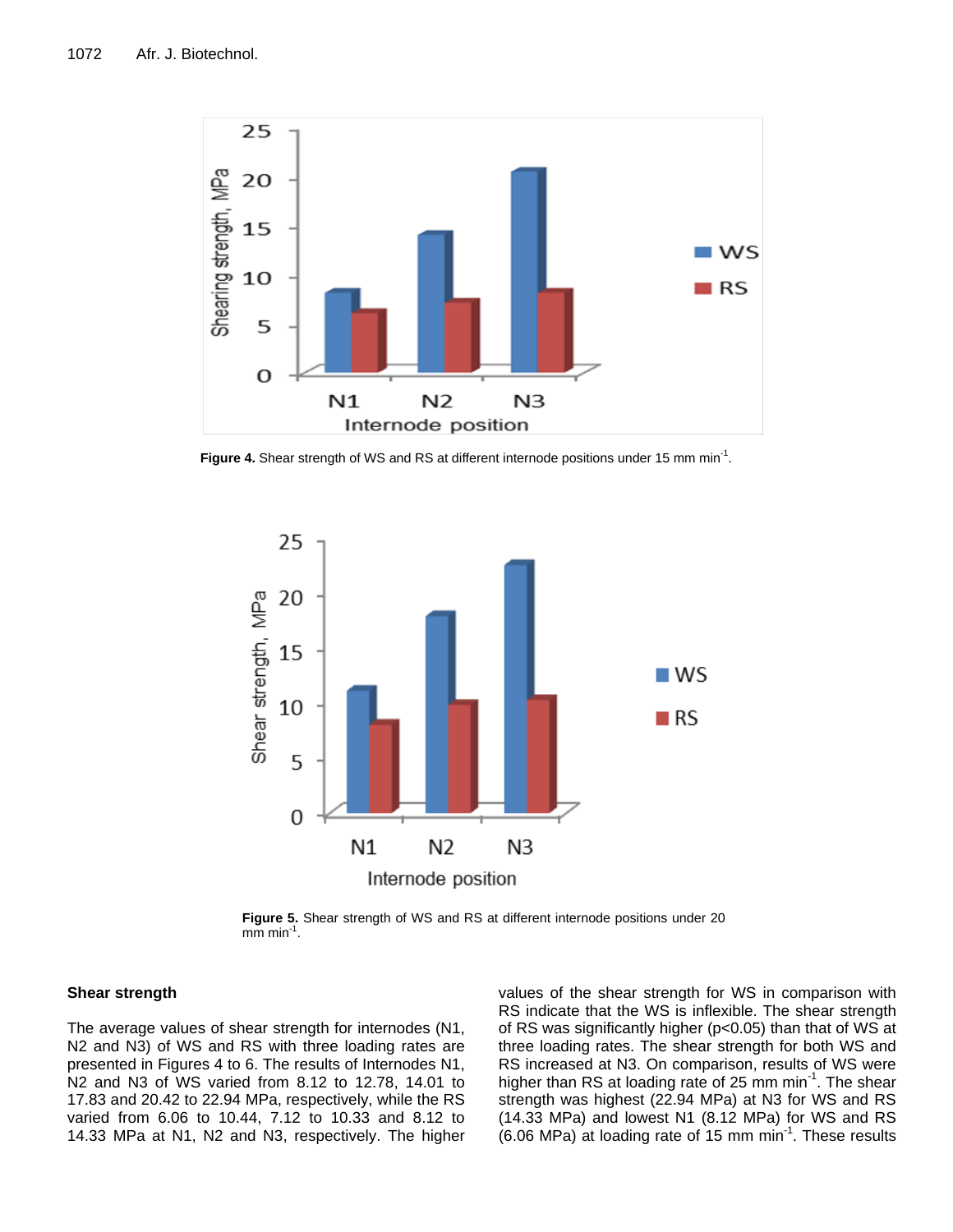Figure 4. Shear strength of WS and RS at different internode positions under 15 mm min$^{-1}$.

Figure 5. Shear strength of WS and RS at different internode positions under 20 mm min$^{-1}$.

## Shear strength

The average values of shear strength for internodes (N1, N2 and N3) of WS and RS with three loading rates are presented in Figures 4 to 6. The results of Internodes N1, N2 and N3 of WS varied from 8.12 to 12.78, 14.01 to 17.83 and 20.42 to 22.94 MPa, respectively, while the RS varied from 6.06 to 10.44, 7.12 to 10.33 and 8.12 to 14.33 MPa at N1, N2 and N3, respectively. The higher values of the shear strength for WS in comparison with RS indicate that the WS is inflexible. The shear strength of RS was significantly higher ($p<0.05$) than that of WS at three loading rates. The shear strength for both WS and RS increased at N3. On comparison, results of WS were higher than RS at loading rate of 25 mm min$^{-1}$. The shear strength was highest (22.94 MPa) at N3 for WS and RS (14.33 MPa) and lowest N1 (8.12 MPa) for WS and RS (6.06 MPa) at loading rate of 15 mm min$^{-1}$. These results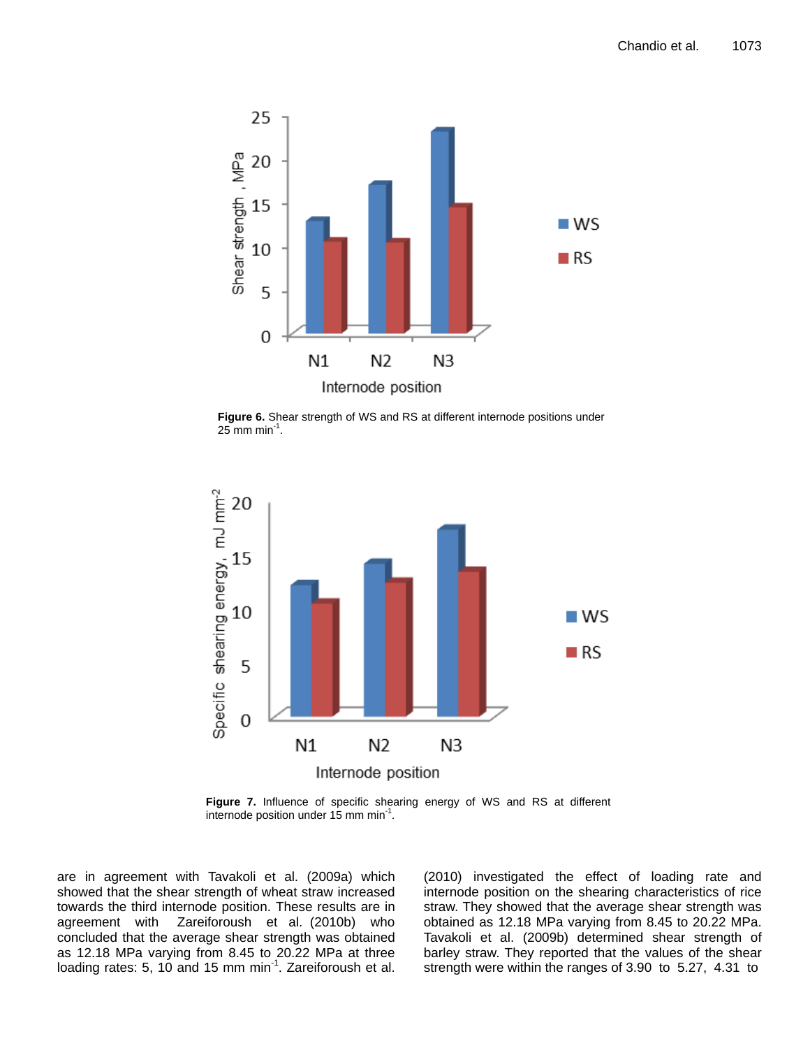**Figure 6.** Shear strength of WS and RS at different internode positions under 25 mm min$^{-1}$.

**Figure 7.** Influence of specific shearing energy of WS and RS at different internode position under 15 mm min$^{-1}$.

are in agreement with Tavakoli et al. (2009a) which showed that the shear strength of wheat straw increased towards the third internode position. These results are in agreement with Zareiforoush et al. (2010b) who concluded that the average shear strength was obtained as 12.18 MPa varying from 8.45 to 20.22 MPa at three loading rates: 5, 10 and 15 mm min$^{-1}$. Zareiforoush et al. (2010) investigated the effect of loading rate and internode position on the shearing characteristics of rice straw. They showed that the average shear strength was obtained as 12.18 MPa varying from 8.45 to 20.22 MPa. Tavakoli et al. (2009b) determined shear strength of barley straw. They reported that the values of the shear strength were within the ranges of 3.90 to 5.27, 4.31 to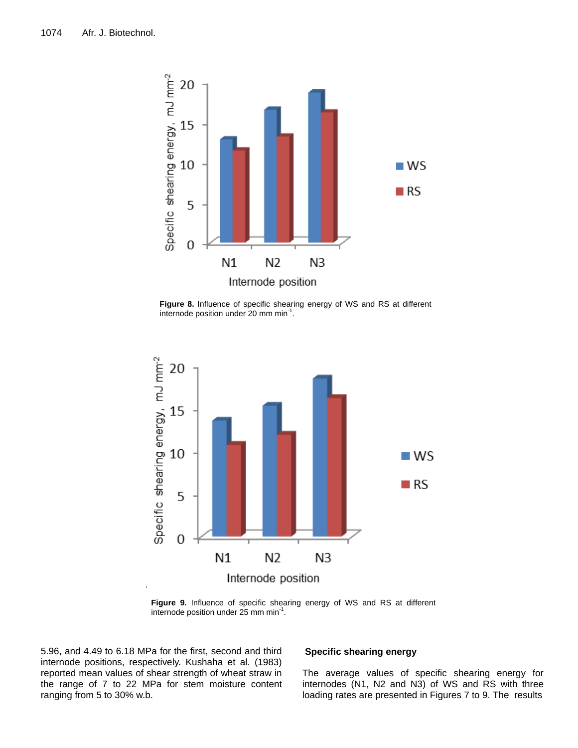Figure 8. Influence of specific shearing energy of WS and RS at different internode position under 20 mm min$^{-1}$.

Figure 9. Influence of specific shearing energy of WS and RS at different internode position under 25 mm min$^{-1}$.

5.96, and 4.49 to 6.18 MPa for the first, second and third internode positions, respectively. Kushaha et al. (1983) reported mean values of shear strength of wheat straw in the range of 7 to 22 MPa for stem moisture content ranging from 5 to 30% w.b.

### Specific shearing energy

The average values of specific shearing energy for internodes (N1, N2 and N3) of WS and RS with three loading rates are presented in Figures 7 to 9. The results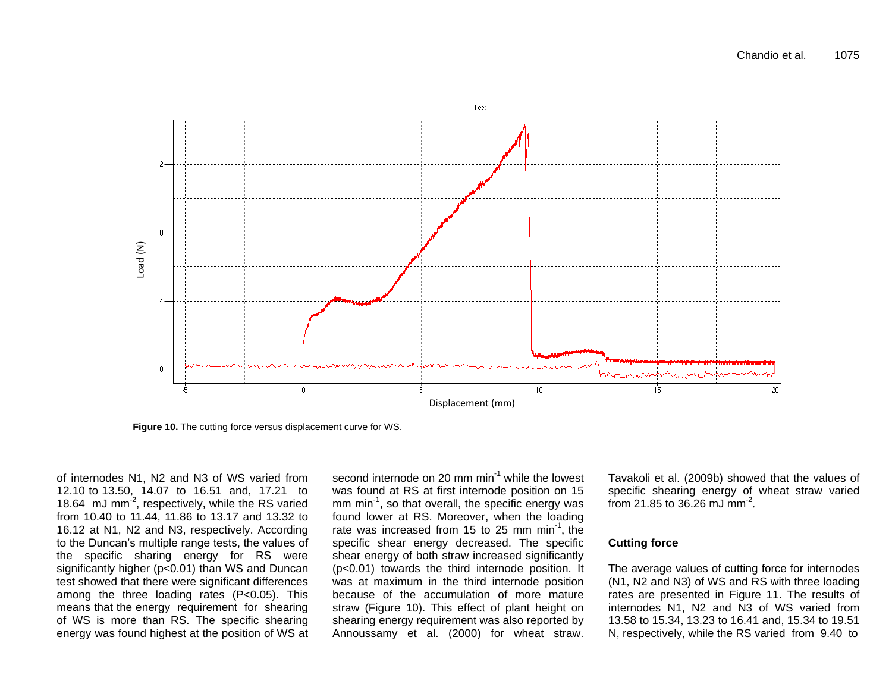Figure 10. The cutting force versus displacement curve for WS.

of internodes N1, N2 and N3 of WS varied from 12.10 to 13.50, 14.07 to 16.51 and, 17.21 to 18.64 mJ mm$^{-2}$, respectively, while the RS varied from 10.40 to 11.44, 11.86 to 13.17 and 13.32 to 16.12 at N1, N2 and N3, respectively. According to the Duncan's multiple range tests, the values of the specific sharing energy for RS were significantly higher ($p<0.01$) than WS and Duncan test showed that there were significant differences among the three loading rates ($P<0.05$). This means that the energy requirement for shearing of WS is more than RS. The specific shearing energy was found highest at the position of WS at second internode on 20 mm min$^{-1}$ while the lowest was found at RS at first internode position on 15 mm min$^{-1}$, so that overall, the specific energy was found lower at RS. Moreover, when the loading rate was increased from 15 to 25 mm min$^{-1}$, the specific shear energy decreased. The specific shear energy of both straw increased significantly ($p<0.01$) towards the third internode position. It was at maximum in the third internode position because of the accumulation of more mature straw (Figure 10). This effect of plant height on shearing energy requirement was also reported by Annoussamy et al. (2000) for wheat straw. Tavakoli et al. (2009b) showed that the values of specific shearing energy of wheat straw varied from 21.85 to 36.26 mJ mm$^{-2}$.

## Cutting force

The average values of cutting force for internodes (N1, N2 and N3) of WS and RS with three loading rates are presented in Figure 11. The results of internodes N1, N2 and N3 of WS varied from 13.58 to 15.34, 13.23 to 16.41 and, 15.34 to 19.51 N, respectively, while the RS varied from 9.40 to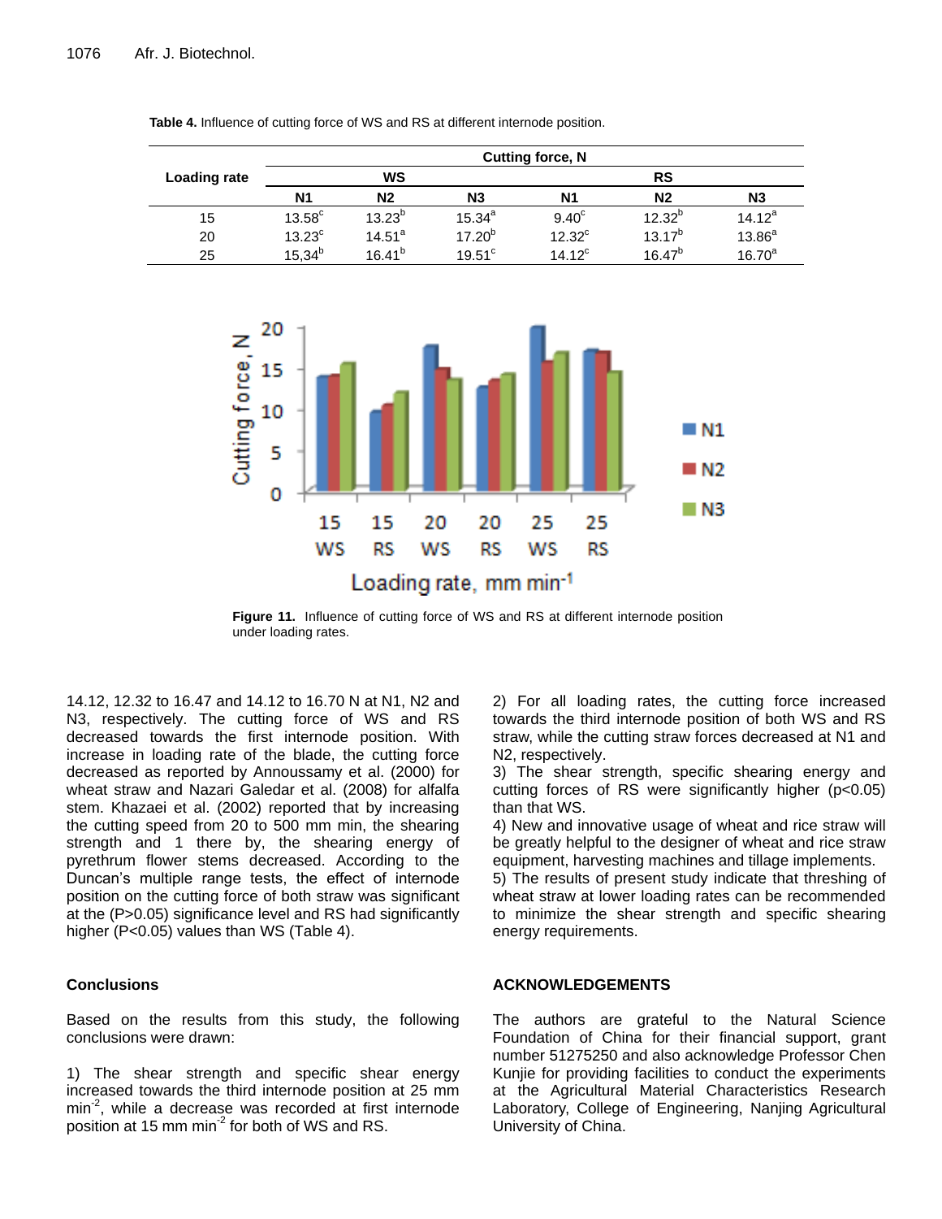**Table 4.** Influence of cutting force of WS and RS at different internode position.

| Loading rate | Cutting force, N | | | | | |
|---|---|---|---|---|---|---|
| | WS | | | RS | | |
| | N1 | N2 | N3 | N1 | N2 | N3 |
| 15 | 13.58[c] | 13.23[b] | 15.34[a] | 9.40[c] | 12.32[b] | 14.12[a] |
| 20 | 13.23[c] | 14.51[a] | 17.20[b] | 12.32[c] | 13.17[b] | 13.86[a] |
| 25 | 15,34[b] | 16.41[b] | 19.51[c] | 14.12[c] | 16.47[b] | 16.70[a] |

**Figure 11.** Influence of cutting force of WS and RS at different internode position under loading rates.

14.12, 12.32 to 16.47 and 14.12 to 16.70 N at N1, N2 and N3, respectively. The cutting force of WS and RS decreased towards the first internode position. With increase in loading rate of the blade, the cutting force decreased as reported by Annoussamy et al. (2000) for wheat straw and Nazari Galedar et al. (2008) for alfalfa stem. Khazaei et al. (2002) reported that by increasing the cutting speed from 20 to 500 mm min, the shearing strength and 1 there by, the shearing energy of pyrethrum flower stems decreased. According to the Duncan's multiple range tests, the effect of internode position on the cutting force of both straw was significant at the ($P>0.05$) significance level and RS had significantly higher ($P<0.05$) values than WS (Table 4).

## Conclusions

Based on the results from this study, the following conclusions were drawn:

1) The shear strength and specific shear energy increased towards the third internode position at 25 mm min$^{-2}$, while a decrease was recorded at first internode position at 15 mm min$^{-2}$ for both of WS and RS.

2) For all loading rates, the cutting force increased towards the third internode position of both WS and RS straw, while the cutting straw forces decreased at N1 and N2, respectively.

3) The shear strength, specific shearing energy and cutting forces of RS were significantly higher ($p<0.05$) than that WS.

4) New and innovative usage of wheat and rice straw will be greatly helpful to the designer of wheat and rice straw equipment, harvesting machines and tillage implements.

5) The results of present study indicate that threshing of wheat straw at lower loading rates can be recommended to minimize the shear strength and specific shearing energy requirements.

## ACKNOWLEDGEMENTS

The authors are grateful to the Natural Science Foundation of China for their financial support, grant number 51275250 and also acknowledge Professor Chen Kunjie for providing facilities to conduct the experiments at the Agricultural Material Characteristics Research Laboratory, College of Engineering, Nanjing Agricultural University of China.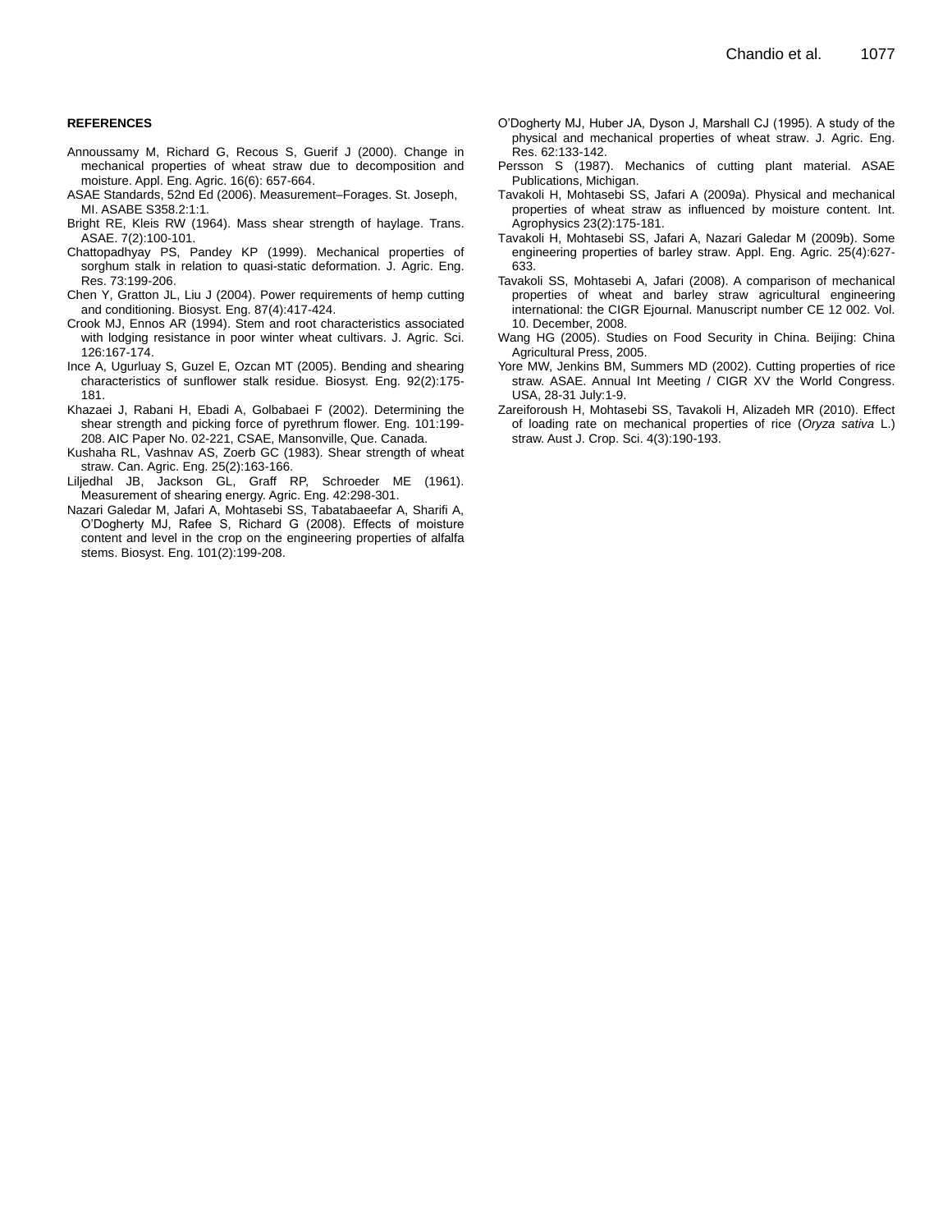**REFERENCES**

Annoussamy M, Richard G, Recous S, Guerif J (2000). Change in mechanical properties of wheat straw due to decomposition and moisture. Appl. Eng. Agric. 16(6): 657-664.

ASAE Standards, 52nd Ed (2006). Measurement–Forages. St. Joseph, MI. ASABE S358.2:1:1.

Bright RE, Kleis RW (1964). Mass shear strength of haylage. Trans. ASAE. 7(2):100-101.

Chattopadhyay PS, Pandey KP (1999). Mechanical properties of sorghum stalk in relation to quasi-static deformation. J. Agric. Eng. Res. 73:199-206.

Chen Y, Gratton JL, Liu J (2004). Power requirements of hemp cutting and conditioning. Biosyst. Eng. 87(4):417-424.

Crook MJ, Ennos AR (1994). Stem and root characteristics associated with lodging resistance in poor winter wheat cultivars. J. Agric. Sci. 126:167-174.

Ince A, Ugurluay S, Guzel E, Ozcan MT (2005). Bending and shearing characteristics of sunflower stalk residue. Biosyst. Eng. 92(2):175-181.

Khazaei J, Rabani H, Ebadi A, Golbabaei F (2002). Determining the shear strength and picking force of pyrethrum flower. Eng. 101:199-208. AIC Paper No. 02-221, CSAE, Mansonville, Que. Canada.

Kushaha RL, Vashnav AS, Zoerb GC (1983). Shear strength of wheat straw. Can. Agric. Eng. 25(2):163-166.

Liljedhal JB, Jackson GL, Graff RP, Schroeder ME (1961). Measurement of shearing energy. Agric. Eng. 42:298-301.

Nazari Galedar M, Jafari A, Mohtasebi SS, Tabatabaeefar A, Sharifi A, O'Dogherty MJ, Rafee S, Richard G (2008). Effects of moisture content and level in the crop on the engineering properties of alfalfa stems. Biosyst. Eng. 101(2):199-208.

O'Dogherty MJ, Huber JA, Dyson J, Marshall CJ (1995). A study of the physical and mechanical properties of wheat straw. J. Agric. Eng. Res. 62:133-142.

Persson S (1987). Mechanics of cutting plant material. ASAE Publications, Michigan.

Tavakoli H, Mohtasebi SS, Jafari A (2009a). Physical and mechanical properties of wheat straw as influenced by moisture content. Int. Agrophysics 23(2):175-181.

Tavakoli H, Mohtasebi SS, Jafari A, Nazari Galedar M (2009b). Some engineering properties of barley straw. Appl. Eng. Agric. 25(4):627-633.

Tavakoli SS, Mohtasebi A, Jafari (2008). A comparison of mechanical properties of wheat and barley straw agricultural engineering international: the CIGR Ejournal. Manuscript number CE 12 002. Vol. 10. December, 2008.

Wang HG (2005). Studies on Food Security in China. Beijing: China Agricultural Press, 2005.

Yore MW, Jenkins BM, Summers MD (2002). Cutting properties of rice straw. ASAE. Annual Int Meeting / CIGR XV the World Congress. USA, 28-31 July:1-9.

Zareiforoush H, Mohtasebi SS, Tavakoli H, Alizadeh MR (2010). Effect of loading rate on mechanical properties of rice (*Oryza sativa* L.) straw. Aust J. Crop. Sci. 4(3):190-193.